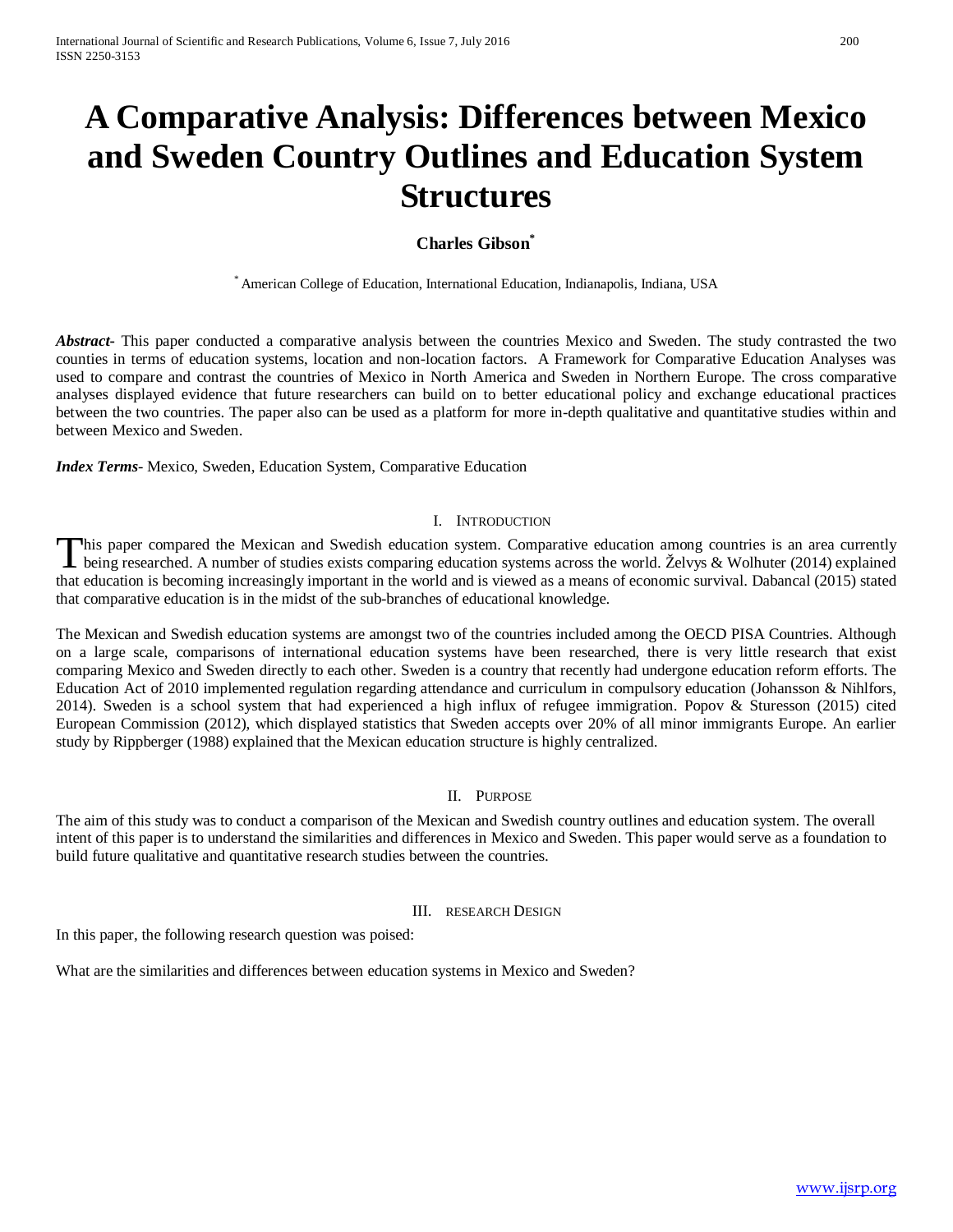# A Comparative Analysis: Differences between Mexico and Sweden Country Outlines and Education System Structures

**Charles Gibson**[*]

[*] American College of Education, International Education, Indianapolis, Indiana, USA

***Abstract-*** This paper conducted a comparative analysis between the countries Mexico and Sweden. The study contrasted the two counties in terms of education systems, location and non-location factors. A Framework for Comparative Education Analyses was used to compare and contrast the countries of Mexico in North America and Sweden in Northern Europe. The cross comparative analyses displayed evidence that future researchers can build on to better educational policy and exchange educational practices between the two countries. The paper also can be used as a platform for more in-depth qualitative and quantitative studies within and between Mexico and Sweden.

***Index Terms***- Mexico, Sweden, Education System, Comparative Education

## I. Introduction

This paper compared the Mexican and Swedish education system. Comparative education among countries is an area currently being researched. A number of studies exists comparing education systems across the world. Želvys & Wolhuter (2014) explained that education is becoming increasingly important in the world and is viewed as a means of economic survival. Dabancal (2015) stated that comparative education is in the midst of the sub-branches of educational knowledge.

The Mexican and Swedish education systems are amongst two of the countries included among the OECD PISA Countries. Although on a large scale, comparisons of international education systems have been researched, there is very little research that exist comparing Mexico and Sweden directly to each other. Sweden is a country that recently had undergone education reform efforts. The Education Act of 2010 implemented regulation regarding attendance and curriculum in compulsory education (Johansson & Nihlfors, 2014). Sweden is a school system that had experienced a high influx of refugee immigration. Popov & Sturesson (2015) cited European Commission (2012), which displayed statistics that Sweden accepts over 20% of all minor immigrants Europe. An earlier study by Rippberger (1988) explained that the Mexican education structure is highly centralized.

## II. Purpose

The aim of this study was to conduct a comparison of the Mexican and Swedish country outlines and education system. The overall intent of this paper is to understand the similarities and differences in Mexico and Sweden. This paper would serve as a foundation to build future qualitative and quantitative research studies between the countries.

## III. Research Design

In this paper, the following research question was poised:

What are the similarities and differences between education systems in Mexico and Sweden?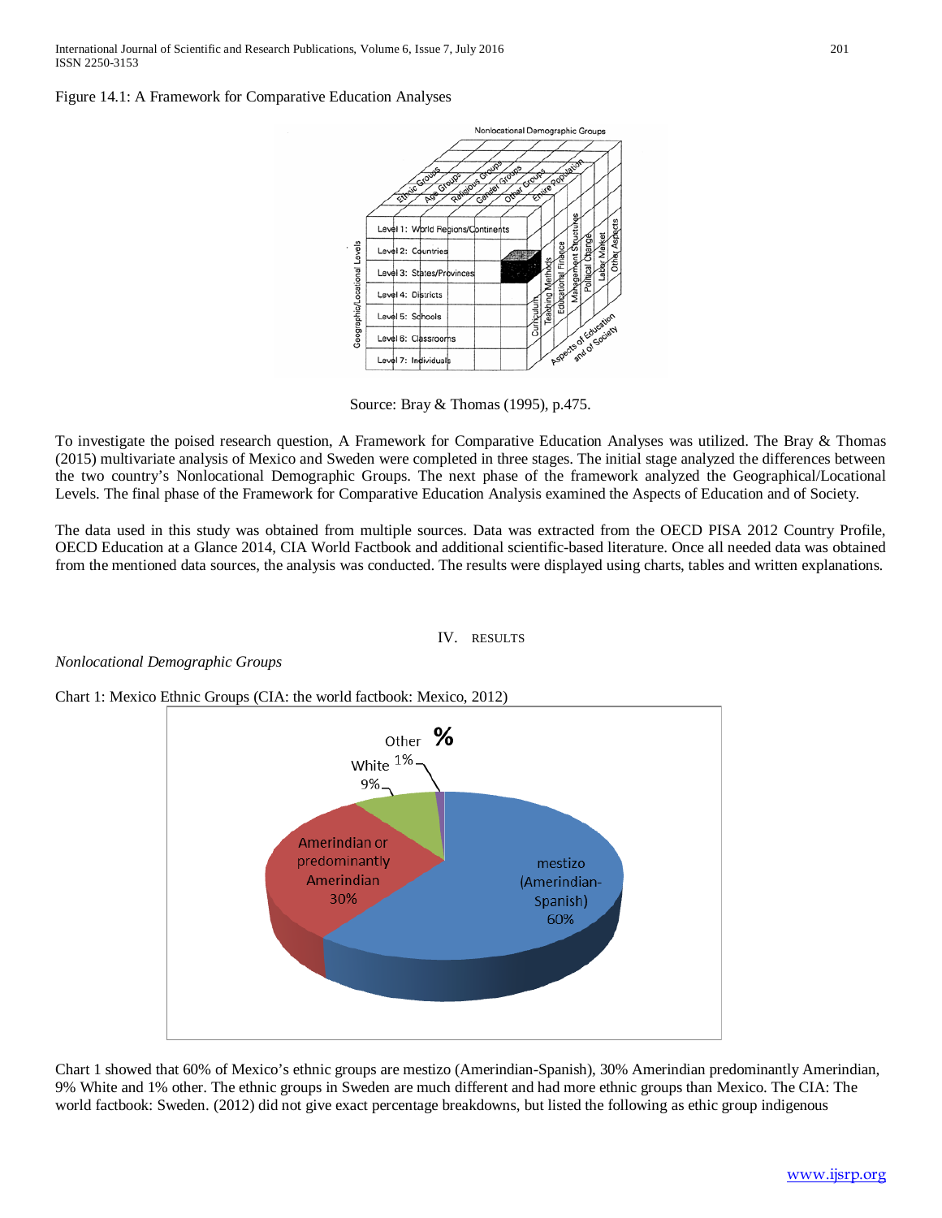Figure 14.1: A Framework for Comparative Education Analyses

Source: Bray & Thomas (1995), p.475.

To investigate the poised research question, A Framework for Comparative Education Analyses was utilized. The Bray & Thomas (2015) multivariate analysis of Mexico and Sweden were completed in three stages. The initial stage analyzed the differences between the two country's Nonlocational Demographic Groups. The next phase of the framework analyzed the Geographical/Locational Levels. The final phase of the Framework for Comparative Education Analysis examined the Aspects of Education and of Society.

The data used in this study was obtained from multiple sources. Data was extracted from the OECD PISA 2012 Country Profile, OECD Education at a Glance 2014, CIA World Factbook and additional scientific-based literature. Once all needed data was obtained from the mentioned data sources, the analysis was conducted. The results were displayed using charts, tables and written explanations.

## IV. RESULTS

*Nonlocational Demographic Groups*

Chart 1: Mexico Ethnic Groups (CIA: the world factbook: Mexico, 2012)

Chart 1 showed that 60% of Mexico's ethnic groups are mestizo (Amerindian-Spanish), 30% Amerindian predominantly Amerindian, 9% White and 1% other. The ethnic groups in Sweden are much different and had more ethnic groups than Mexico. The CIA: The world factbook: Sweden. (2012) did not give exact percentage breakdowns, but listed the following as ethic group indigenous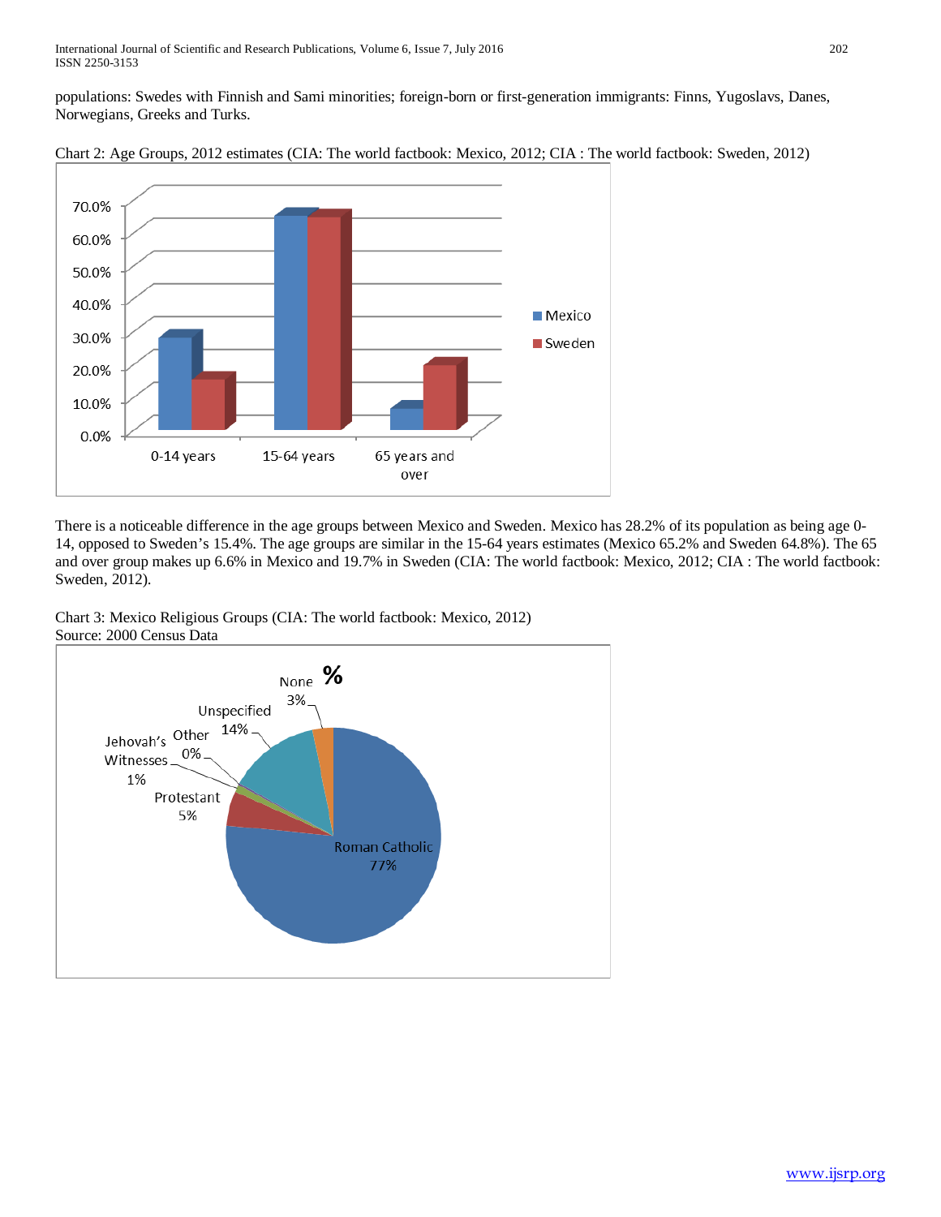populations: Swedes with Finnish and Sami minorities; foreign-born or first-generation immigrants: Finns, Yugoslavs, Danes, Norwegians, Greeks and Turks.

Chart 2: Age Groups, 2012 estimates (CIA: The world factbook: Mexico, 2012; CIA : The world factbook: Sweden, 2012)

There is a noticeable difference in the age groups between Mexico and Sweden. Mexico has 28.2% of its population as being age 0-14, opposed to Sweden's 15.4%. The age groups are similar in the 15-64 years estimates (Mexico 65.2% and Sweden 64.8%). The 65 and over group makes up 6.6% in Mexico and 19.7% in Sweden (CIA: The world factbook: Mexico, 2012; CIA : The world factbook: Sweden, 2012).

Chart 3: Mexico Religious Groups (CIA: The world factbook: Mexico, 2012)
Source: 2000 Census Data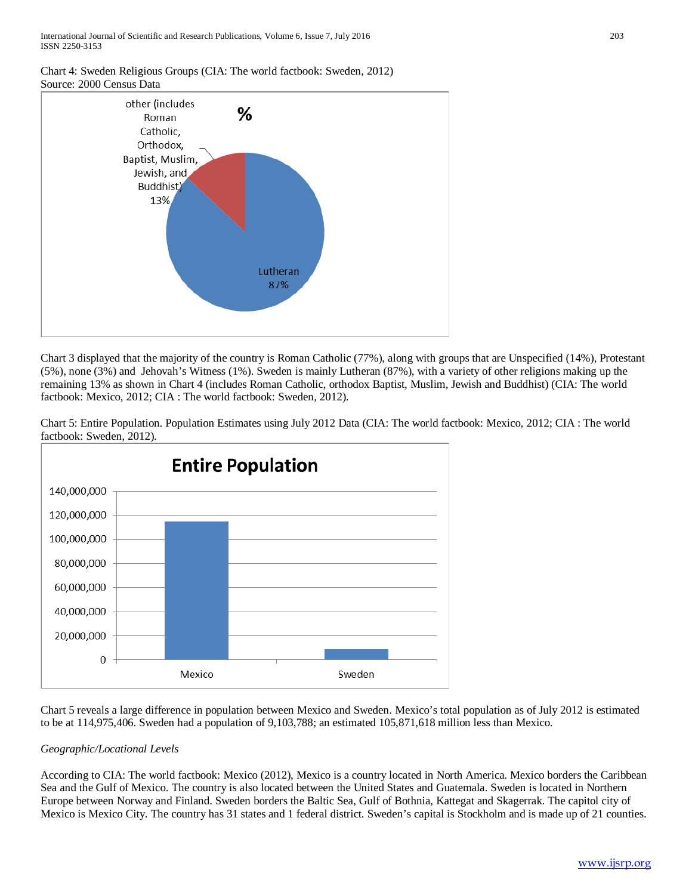Chart 4: Sweden Religious Groups (CIA: The world factbook: Sweden, 2012)
Source: 2000 Census Data

Chart 3 displayed that the majority of the country is Roman Catholic (77%), along with groups that are Unspecified (14%), Protestant (5%), none (3%) and Jehovah's Witness (1%). Sweden is mainly Lutheran (87%), with a variety of other religions making up the remaining 13% as shown in Chart 4 (includes Roman Catholic, orthodox Baptist, Muslim, Jewish and Buddhist) (CIA: The world factbook: Mexico, 2012; CIA : The world factbook: Sweden, 2012).

Chart 5: Entire Population. Population Estimates using July 2012 Data (CIA: The world factbook: Mexico, 2012; CIA : The world factbook: Sweden, 2012).

Chart 5 reveals a large difference in population between Mexico and Sweden. Mexico's total population as of July 2012 is estimated to be at 114,975,406. Sweden had a population of 9,103,788; an estimated 105,871,618 million less than Mexico.

*Geographic/Locational Levels*

According to CIA: The world factbook: Mexico (2012), Mexico is a country located in North America. Mexico borders the Caribbean Sea and the Gulf of Mexico. The country is also located between the United States and Guatemala. Sweden is located in Northern Europe between Norway and Finland. Sweden borders the Baltic Sea, Gulf of Bothnia, Kattegat and Skagerrak. The capitol city of Mexico is Mexico City. The country has 31 states and 1 federal district. Sweden's capital is Stockholm and is made up of 21 counties.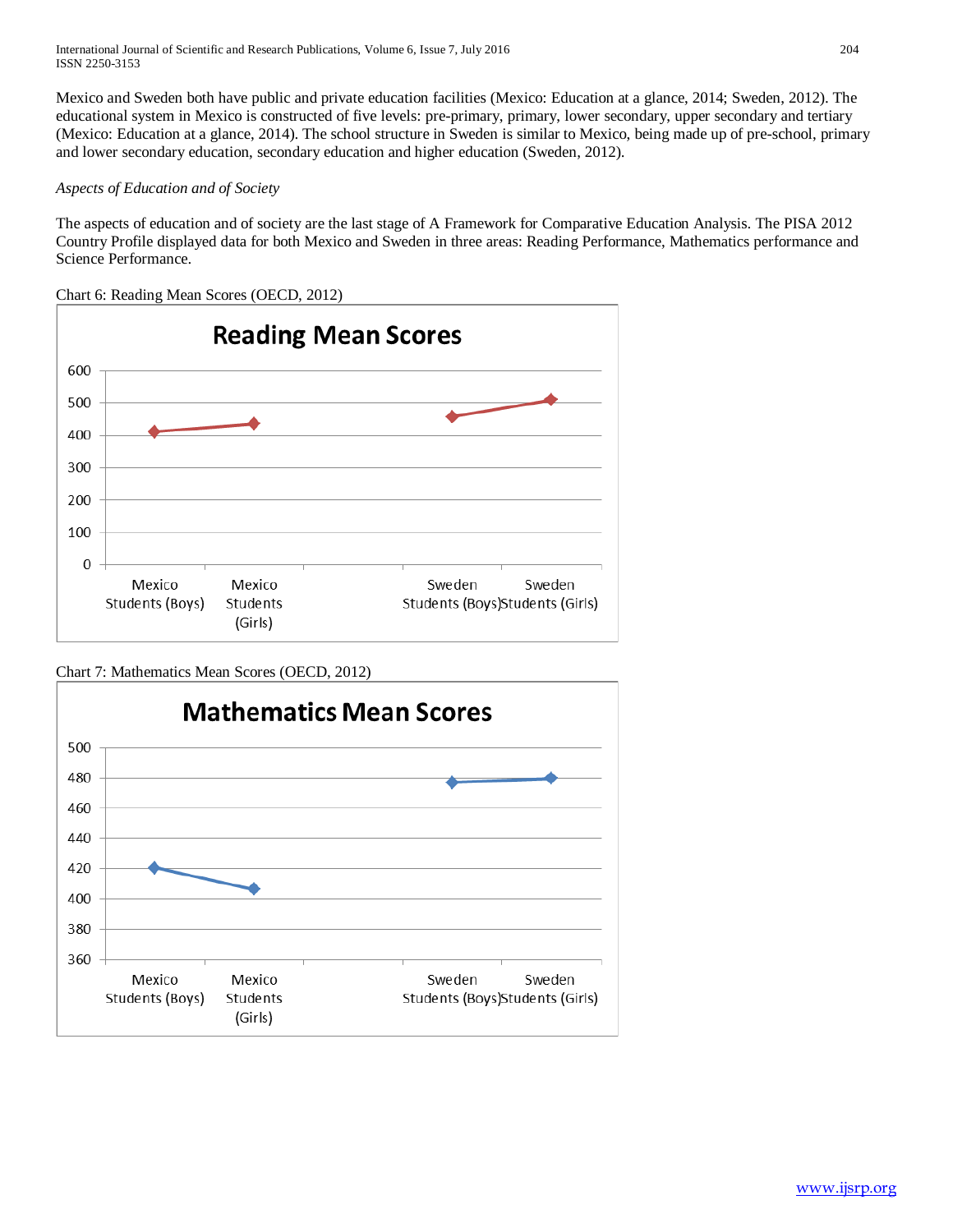Mexico and Sweden both have public and private education facilities (Mexico: Education at a glance, 2014; Sweden, 2012). The educational system in Mexico is constructed of five levels: pre-primary, primary, lower secondary, upper secondary and tertiary (Mexico: Education at a glance, 2014). The school structure in Sweden is similar to Mexico, being made up of pre-school, primary and lower secondary education, secondary education and higher education (Sweden, 2012).

*Aspects of Education and of Society*

The aspects of education and of society are the last stage of A Framework for Comparative Education Analysis. The PISA 2012 Country Profile displayed data for both Mexico and Sweden in three areas: Reading Performance, Mathematics performance and Science Performance.

Chart 6: Reading Mean Scores (OECD, 2012)

Chart 7: Mathematics Mean Scores (OECD, 2012)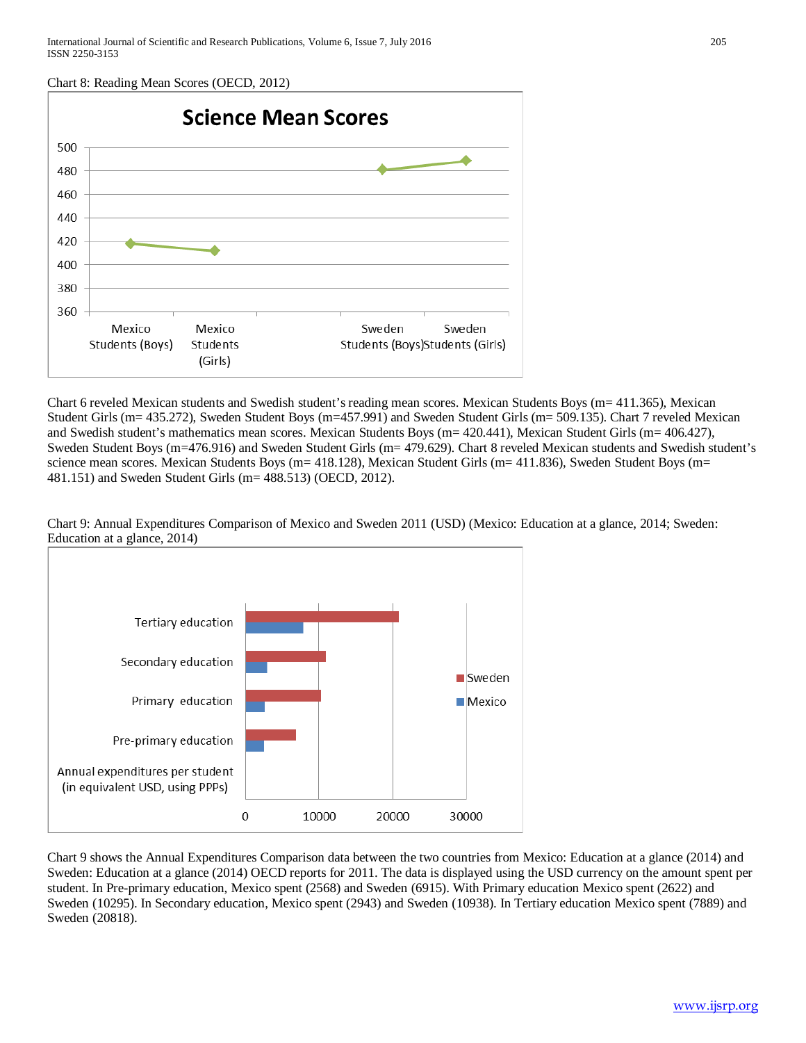Chart 8: Reading Mean Scores (OECD, 2012)

Chart 6 reveled Mexican students and Swedish student's reading mean scores. Mexican Students Boys (m= 411.365), Mexican Student Girls (m= 435.272), Sweden Student Boys (m=457.991) and Sweden Student Girls (m= 509.135). Chart 7 reveled Mexican and Swedish student's mathematics mean scores. Mexican Students Boys (m= 420.441), Mexican Student Girls (m= 406.427), Sweden Student Boys (m=476.916) and Sweden Student Girls (m= 479.629). Chart 8 reveled Mexican students and Swedish student's science mean scores. Mexican Students Boys (m= 418.128), Mexican Student Girls (m= 411.836), Sweden Student Boys (m= 481.151) and Sweden Student Girls (m= 488.513) (OECD, 2012).

Chart 9: Annual Expenditures Comparison of Mexico and Sweden 2011 (USD) (Mexico: Education at a glance, 2014; Sweden: Education at a glance, 2014)

Chart 9 shows the Annual Expenditures Comparison data between the two countries from Mexico: Education at a glance (2014) and Sweden: Education at a glance (2014) OECD reports for 2011. The data is displayed using the USD currency on the amount spent per student. In Pre-primary education, Mexico spent (2568) and Sweden (6915). With Primary education Mexico spent (2622) and Sweden (10295). In Secondary education, Mexico spent (2943) and Sweden (10938). In Tertiary education Mexico spent (7889) and Sweden (20818).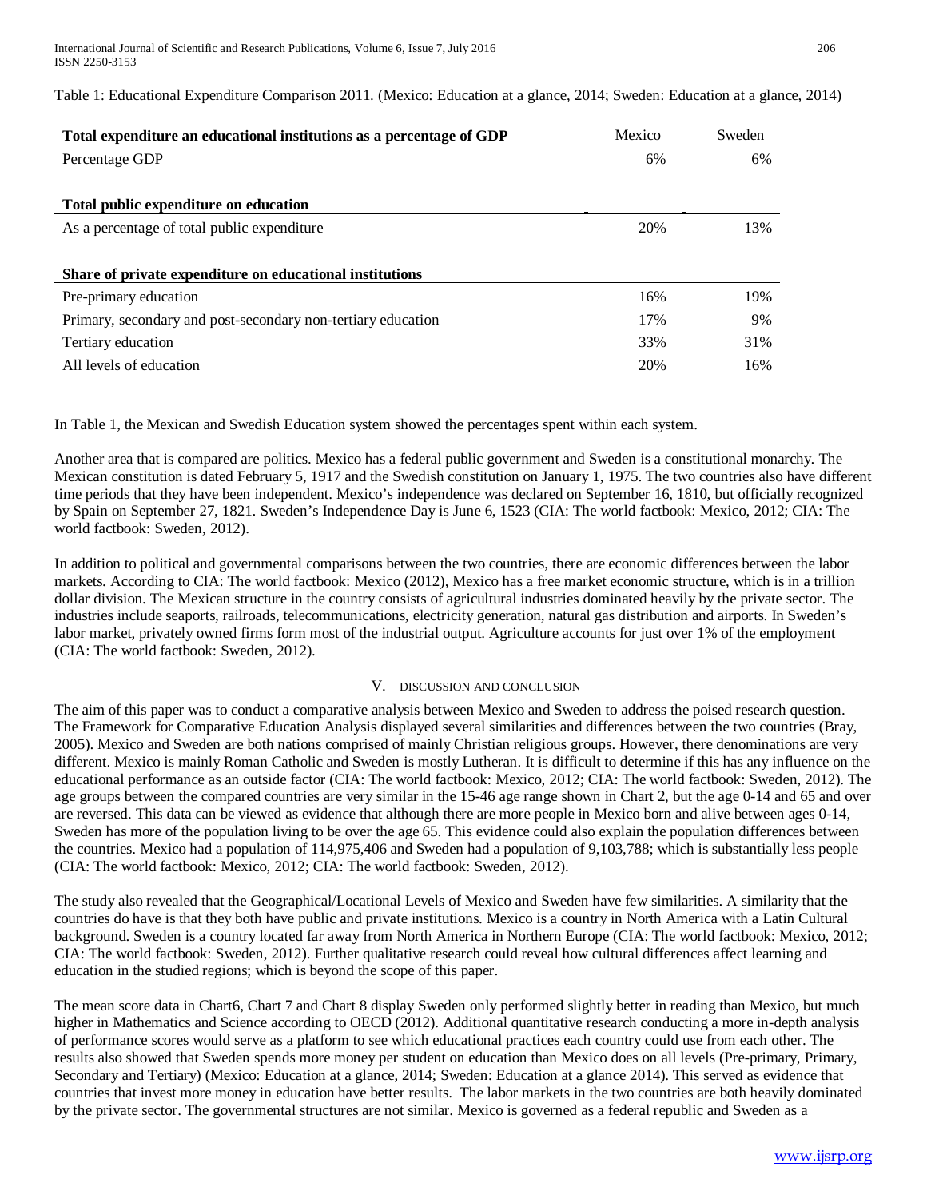Table 1: Educational Expenditure Comparison 2011. (Mexico: Education at a glance, 2014; Sweden: Education at a glance, 2014)

| **Total expenditure an educational institutions as a percentage of GDP** | Mexico | Sweden |
|---|---|---|
| Percentage GDP | 6% | 6% |
| **Total public expenditure on education** | | |
| As a percentage of total public expenditure | 20% | 13% |
| **Share of private expenditure on educational institutions** | | |
| Pre-primary education | 16% | 19% |
| Primary, secondary and post-secondary non-tertiary education | 17% | 9% |
| Tertiary education | 33% | 31% |
| All levels of education | 20% | 16% |

In Table 1, the Mexican and Swedish Education system showed the percentages spent within each system.

Another area that is compared are politics. Mexico has a federal public government and Sweden is a constitutional monarchy. The Mexican constitution is dated February 5, 1917 and the Swedish constitution on January 1, 1975. The two countries also have different time periods that they have been independent. Mexico's independence was declared on September 16, 1810, but officially recognized by Spain on September 27, 1821. Sweden's Independence Day is June 6, 1523 (CIA: The world factbook: Mexico, 2012; CIA: The world factbook: Sweden, 2012).

In addition to political and governmental comparisons between the two countries, there are economic differences between the labor markets. According to CIA: The world factbook: Mexico (2012), Mexico has a free market economic structure, which is in a trillion dollar division. The Mexican structure in the country consists of agricultural industries dominated heavily by the private sector. The industries include seaports, railroads, telecommunications, electricity generation, natural gas distribution and airports. In Sweden's labor market, privately owned firms form most of the industrial output. Agriculture accounts for just over 1% of the employment (CIA: The world factbook: Sweden, 2012).

## V. Discussion and Conclusion

The aim of this paper was to conduct a comparative analysis between Mexico and Sweden to address the poised research question. The Framework for Comparative Education Analysis displayed several similarities and differences between the two countries (Bray, 2005). Mexico and Sweden are both nations comprised of mainly Christian religious groups. However, there denominations are very different. Mexico is mainly Roman Catholic and Sweden is mostly Lutheran. It is difficult to determine if this has any influence on the educational performance as an outside factor (CIA: The world factbook: Mexico, 2012; CIA: The world factbook: Sweden, 2012). The age groups between the compared countries are very similar in the 15-46 age range shown in Chart 2, but the age 0-14 and 65 and over are reversed. This data can be viewed as evidence that although there are more people in Mexico born and alive between ages 0-14, Sweden has more of the population living to be over the age 65. This evidence could also explain the population differences between the countries. Mexico had a population of 114,975,406 and Sweden had a population of 9,103,788; which is substantially less people (CIA: The world factbook: Mexico, 2012; CIA: The world factbook: Sweden, 2012).

The study also revealed that the Geographical/Locational Levels of Mexico and Sweden have few similarities. A similarity that the countries do have is that they both have public and private institutions. Mexico is a country in North America with a Latin Cultural background. Sweden is a country located far away from North America in Northern Europe (CIA: The world factbook: Mexico, 2012; CIA: The world factbook: Sweden, 2012). Further qualitative research could reveal how cultural differences affect learning and education in the studied regions; which is beyond the scope of this paper.

The mean score data in Chart6, Chart 7 and Chart 8 display Sweden only performed slightly better in reading than Mexico, but much higher in Mathematics and Science according to OECD (2012). Additional quantitative research conducting a more in-depth analysis of performance scores would serve as a platform to see which educational practices each country could use from each other. The results also showed that Sweden spends more money per student on education than Mexico does on all levels (Pre-primary, Primary, Secondary and Tertiary) (Mexico: Education at a glance, 2014; Sweden: Education at a glance 2014). This served as evidence that countries that invest more money in education have better results. The labor markets in the two countries are both heavily dominated by the private sector. The governmental structures are not similar. Mexico is governed as a federal republic and Sweden as a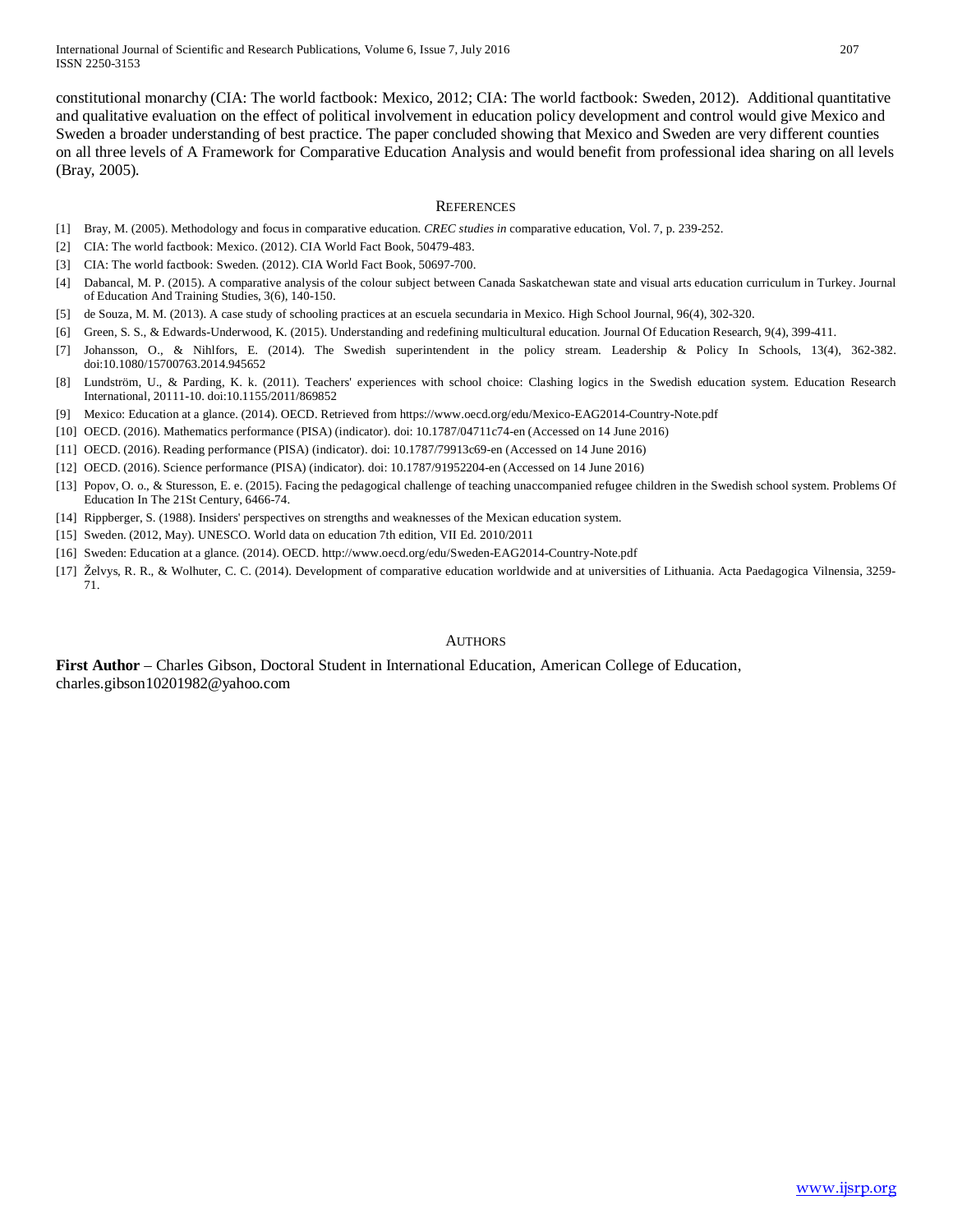constitutional monarchy (CIA: The world factbook: Mexico, 2012; CIA: The world factbook: Sweden, 2012). Additional quantitative and qualitative evaluation on the effect of political involvement in education policy development and control would give Mexico and Sweden a broader understanding of best practice. The paper concluded showing that Mexico and Sweden are very different counties on all three levels of A Framework for Comparative Education Analysis and would benefit from professional idea sharing on all levels (Bray, 2005).

## References

[1] Bray, M. (2005). Methodology and focus in comparative education. *CREC studies in* comparative education, Vol. 7, p. 239-252.

[2] CIA: The world factbook: Mexico. (2012). CIA World Fact Book, 50479-483.

[3] CIA: The world factbook: Sweden. (2012). CIA World Fact Book, 50697-700.

[4] Dabancal, M. P. (2015). A comparative analysis of the colour subject between Canada Saskatchewan state and visual arts education curriculum in Turkey. Journal of Education And Training Studies, 3(6), 140-150.

[5] de Souza, M. M. (2013). A case study of schooling practices at an escuela secundaria in Mexico. High School Journal, 96(4), 302-320.

[6] Green, S. S., & Edwards-Underwood, K. (2015). Understanding and redefining multicultural education. Journal Of Education Research, 9(4), 399-411.

[7] Johansson, O., & Nihlfors, E. (2014). The Swedish superintendent in the policy stream. Leadership & Policy In Schools, 13(4), 362-382. doi:10.1080/15700763.2014.945652

[8] Lundström, U., & Parding, K. k. (2011). Teachers' experiences with school choice: Clashing logics in the Swedish education system. Education Research International, 20111-10. doi:10.1155/2011/869852

[9] Mexico: Education at a glance. (2014). OECD. Retrieved from https://www.oecd.org/edu/Mexico-EAG2014-Country-Note.pdf

[10] OECD. (2016). Mathematics performance (PISA) (indicator). doi: 10.1787/04711c74-en (Accessed on 14 June 2016)

[11] OECD. (2016). Reading performance (PISA) (indicator). doi: 10.1787/79913c69-en (Accessed on 14 June 2016)

[12] OECD. (2016). Science performance (PISA) (indicator). doi: 10.1787/91952204-en (Accessed on 14 June 2016)

[13] Popov, O. o., & Sturesson, E. e. (2015). Facing the pedagogical challenge of teaching unaccompanied refugee children in the Swedish school system. Problems Of Education In The 21St Century, 6466-74.

[14] Rippberger, S. (1988). Insiders' perspectives on strengths and weaknesses of the Mexican education system.

[15] Sweden. (2012, May). UNESCO. World data on education 7th edition, VII Ed. 2010/2011

[16] Sweden: Education at a glance. (2014). OECD. http://www.oecd.org/edu/Sweden-EAG2014-Country-Note.pdf

[17] Želvys, R. R., & Wolhuter, C. C. (2014). Development of comparative education worldwide and at universities of Lithuania. Acta Paedagogica Vilnensia, 3259-71.

## Authors

**First Author** – Charles Gibson, Doctoral Student in International Education, American College of Education, charles.gibson10201982@yahoo.com